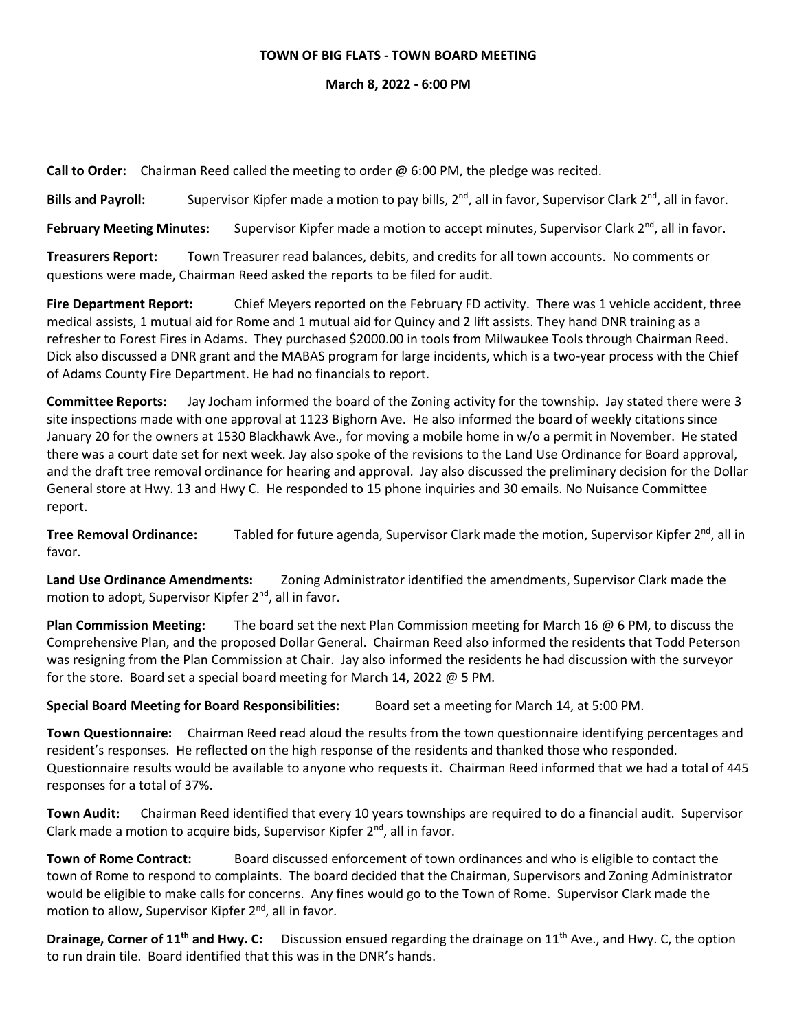**TOWN OF BIG FLATS - TOWN BOARD MEETING**

**March 8, 2022 - 6:00 PM**

**Call to Order:** Chairman Reed called the meeting to order @ 6:00 PM, the pledge was recited.

**Bills and Payroll:** Supervisor Kipfer made a motion to pay bills, 2nd, all in favor, Supervisor Clark 2nd, all in favor.

**February Meeting Minutes:** Supervisor Kipfer made a motion to accept minutes, Supervisor Clark 2nd, all in favor.

**Treasurers Report:** Town Treasurer read balances, debits, and credits for all town accounts. No comments or questions were made, Chairman Reed asked the reports to be filed for audit.

**Fire Department Report:** Chief Meyers reported on the February FD activity. There was 1 vehicle accident, three medical assists, 1 mutual aid for Rome and 1 mutual aid for Quincy and 2 lift assists. They hand DNR training as a refresher to Forest Fires in Adams. They purchased $2000.00 in tools from Milwaukee Tools through Chairman Reed. Dick also discussed a DNR grant and the MABAS program for large incidents, which is a two-year process with the Chief of Adams County Fire Department. He had no financials to report.

**Committee Reports:** Jay Jocham informed the board of the Zoning activity for the township. Jay stated there were 3 site inspections made with one approval at 1123 Bighorn Ave. He also informed the board of weekly citations since January 20 for the owners at 1530 Blackhawk Ave., for moving a mobile home in w/o a permit in November. He stated there was a court date set for next week. Jay also spoke of the revisions to the Land Use Ordinance for Board approval, and the draft tree removal ordinance for hearing and approval. Jay also discussed the preliminary decision for the Dollar General store at Hwy. 13 and Hwy C. He responded to 15 phone inquiries and 30 emails. No Nuisance Committee report.

**Tree Removal Ordinance:** Tabled for future agenda, Supervisor Clark made the motion, Supervisor Kipfer 2nd, all in favor.

**Land Use Ordinance Amendments:** Zoning Administrator identified the amendments, Supervisor Clark made the motion to adopt, Supervisor Kipfer 2nd, all in favor.

**Plan Commission Meeting:** The board set the next Plan Commission meeting for March 16 @ 6 PM, to discuss the Comprehensive Plan, and the proposed Dollar General. Chairman Reed also informed the residents that Todd Peterson was resigning from the Plan Commission at Chair. Jay also informed the residents he had discussion with the surveyor for the store. Board set a special board meeting for March 14, 2022 @ 5 PM.

**Special Board Meeting for Board Responsibilities:** Board set a meeting for March 14, at 5:00 PM.

**Town Questionnaire:** Chairman Reed read aloud the results from the town questionnaire identifying percentages and resident's responses. He reflected on the high response of the residents and thanked those who responded. Questionnaire results would be available to anyone who requests it. Chairman Reed informed that we had a total of 445 responses for a total of 37%.

**Town Audit:** Chairman Reed identified that every 10 years townships are required to do a financial audit. Supervisor Clark made a motion to acquire bids, Supervisor Kipfer 2nd, all in favor.

**Town of Rome Contract:** Board discussed enforcement of town ordinances and who is eligible to contact the town of Rome to respond to complaints. The board decided that the Chairman, Supervisors and Zoning Administrator would be eligible to make calls for concerns. Any fines would go to the Town of Rome. Supervisor Clark made the motion to allow, Supervisor Kipfer 2nd, all in favor.

**Drainage, Corner of 11th and Hwy. C:** Discussion ensued regarding the drainage on 11th Ave., and Hwy. C, the option to run drain tile. Board identified that this was in the DNR's hands.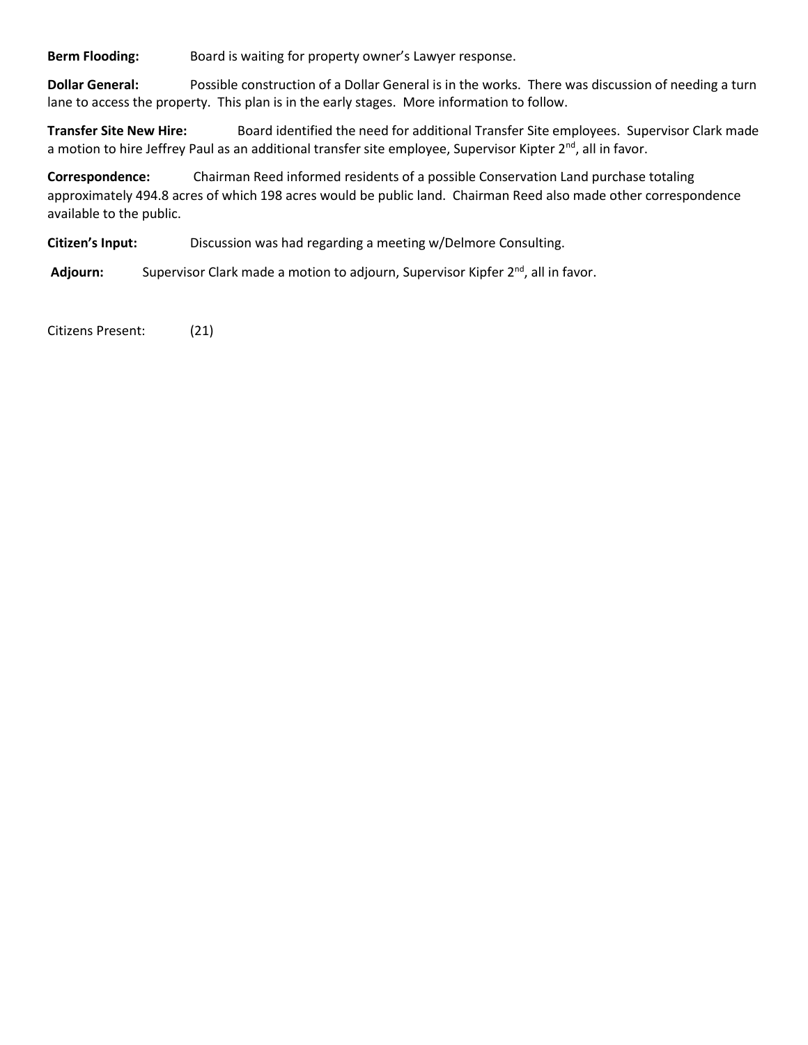**Berm Flooding:** Board is waiting for property owner's Lawyer response.

**Dollar General:** Possible construction of a Dollar General is in the works. There was discussion of needing a turn lane to access the property. This plan is in the early stages. More information to follow.

**Transfer Site New Hire:** Board identified the need for additional Transfer Site employees. Supervisor Clark made a motion to hire Jeffrey Paul as an additional transfer site employee, Supervisor Kipter 2nd, all in favor.

**Correspondence:** Chairman Reed informed residents of a possible Conservation Land purchase totaling approximately 494.8 acres of which 198 acres would be public land. Chairman Reed also made other correspondence available to the public.

**Citizen's Input:** Discussion was had regarding a meeting w/Delmore Consulting.

**Adjourn:** Supervisor Clark made a motion to adjourn, Supervisor Kipfer 2nd, all in favor.

Citizens Present: (21)